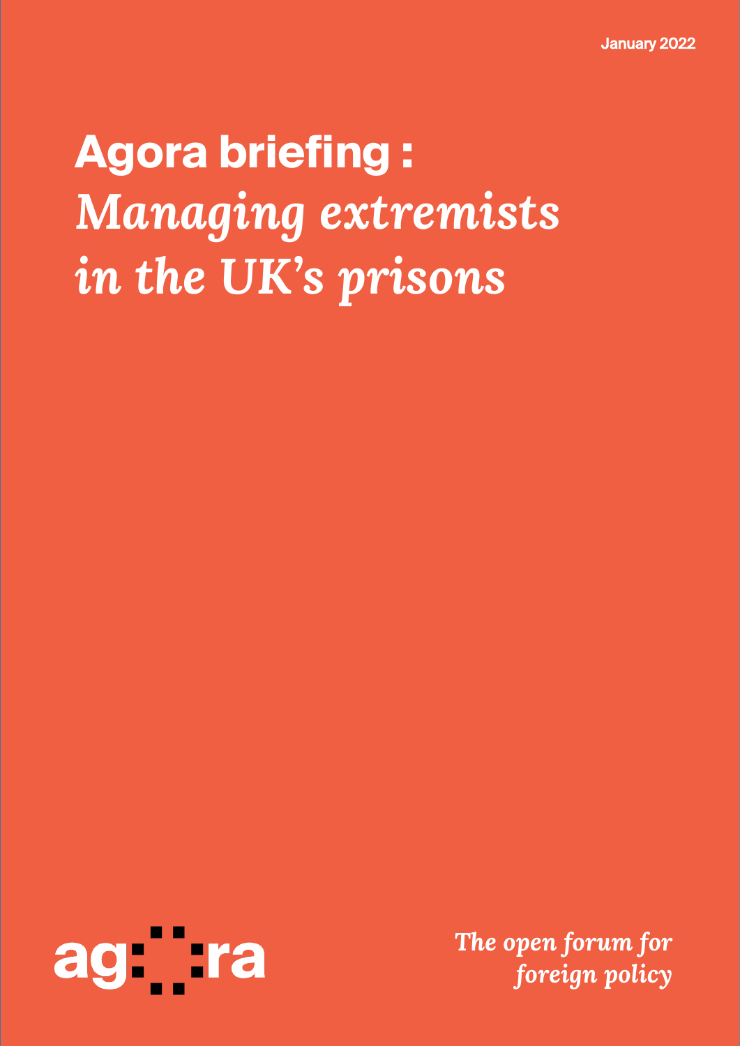January 2022

# Agora briefing : *Managing extremists in the UK's prisons*

agora

*The open forum for foreign policy*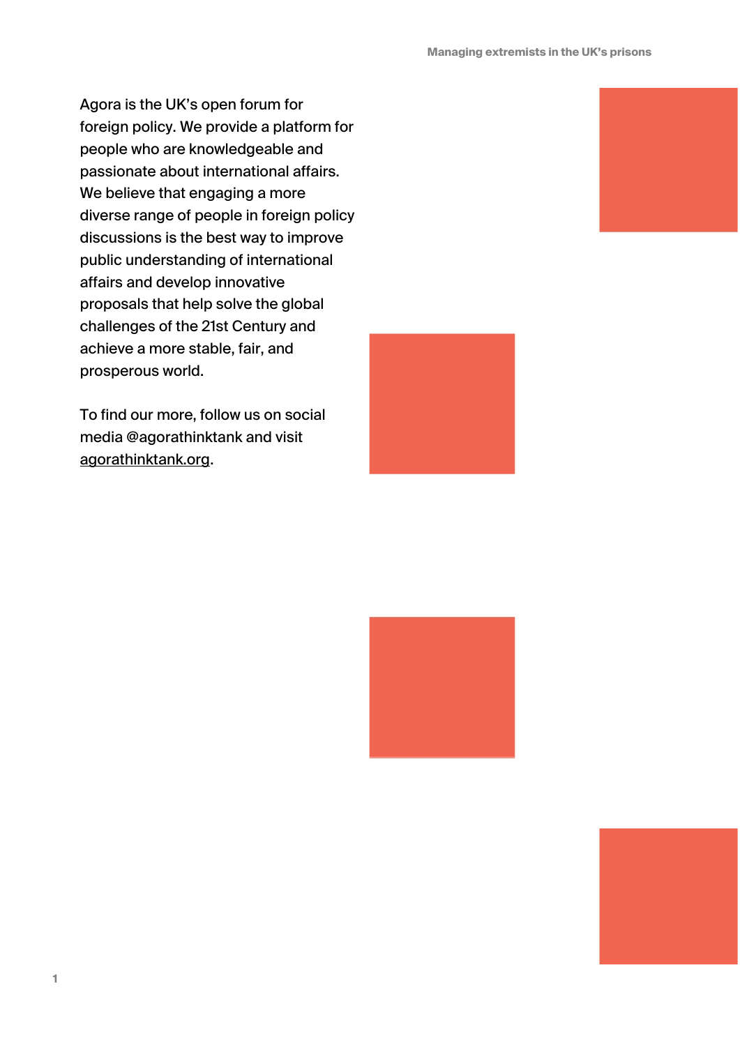Agora is the UK's open forum for foreign policy. We provide a platform for people who are knowledgeable and passionate about international affairs. We believe that engaging a more diverse range of people in foreign policy discussions is the best way to improve public understanding of international affairs and develop innovative proposals that help solve the global challenges of the 21st Century and achieve a more stable, fair, and prosperous world.

To find our more, follow us on social media @agorathinktank and visit agorathinktank.org.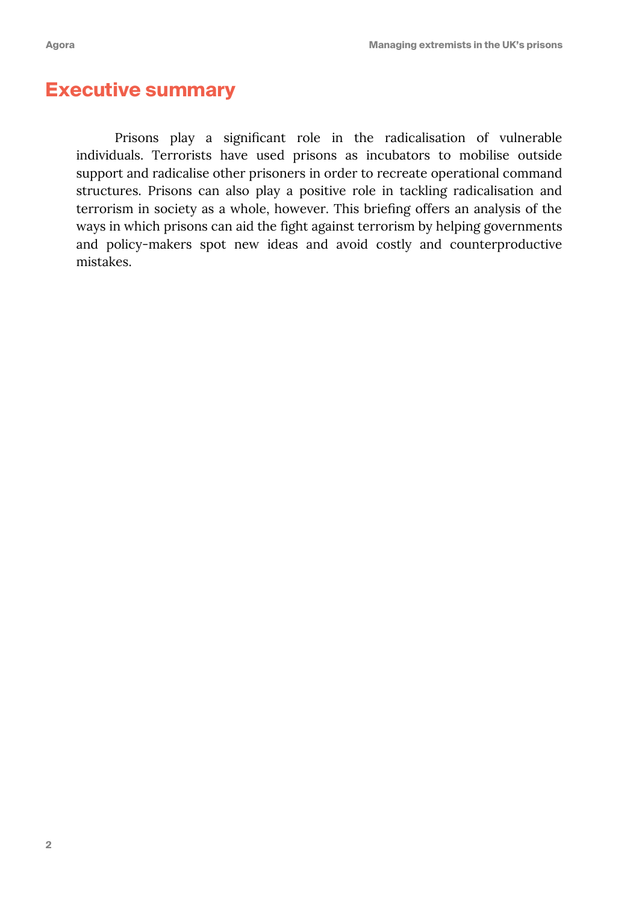# Executive summary

Prisons play a significant role in the radicalisation of vulnerable individuals. Terrorists have used prisons as incubators to mobilise outside support and radicalise other prisoners in order to recreate operational command structures. Prisons can also play a positive role in tackling radicalisation and terrorism in society as a whole, however. This briefing offers an analysis of the ways in which prisons can aid the fight against terrorism by helping governments and policy-makers spot new ideas and avoid costly and counterproductive mistakes.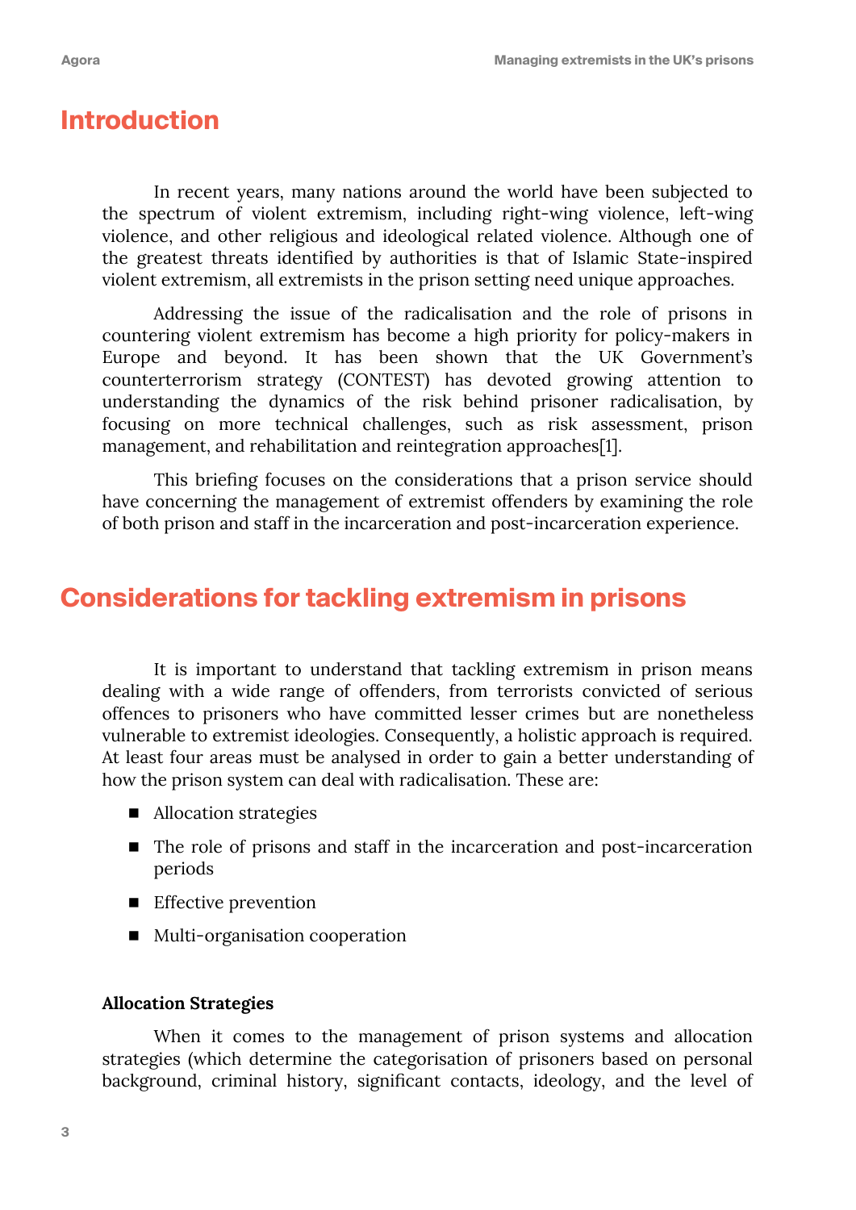## Introduction

In recent years, many nations around the world have been subjected to the spectrum of violent extremism, including right-wing violence, left-wing violence, and other religious and ideological related violence. Although one of the greatest threats identified by authorities is that of Islamic State-inspired violent extremism, all extremists in the prison setting need unique approaches.

Addressing the issue of the radicalisation and the role of prisons in countering violent extremism has become a high priority for policy-makers in Europe and beyond. It has been shown that the UK Government's counterterrorism strategy (CONTEST) has devoted growing attention to understanding the dynamics of the risk behind prisoner radicalisation, by focusing on more technical challenges, such as risk assessment, prison management, and rehabilitation and reintegration approaches[1].

This briefing focuses on the considerations that a prison service should have concerning the management of extremist offenders by examining the role of both prison and staff in the incarceration and post-incarceration experience.

## Considerations for tackling extremism in prisons

It is important to understand that tackling extremism in prison means dealing with a wide range of offenders, from terrorists convicted of serious offences to prisoners who have committed lesser crimes but are nonetheless vulnerable to extremist ideologies. Consequently, a holistic approach is required. At least four areas must be analysed in order to gain a better understanding of how the prison system can deal with radicalisation. These are:

- Allocation strategies
- The role of prisons and staff in the incarceration and post-incarceration periods
- Effective prevention
- Multi-organisation cooperation

**Allocation Strategies**

When it comes to the management of prison systems and allocation strategies (which determine the categorisation of prisoners based on personal background, criminal history, significant contacts, ideology, and the level of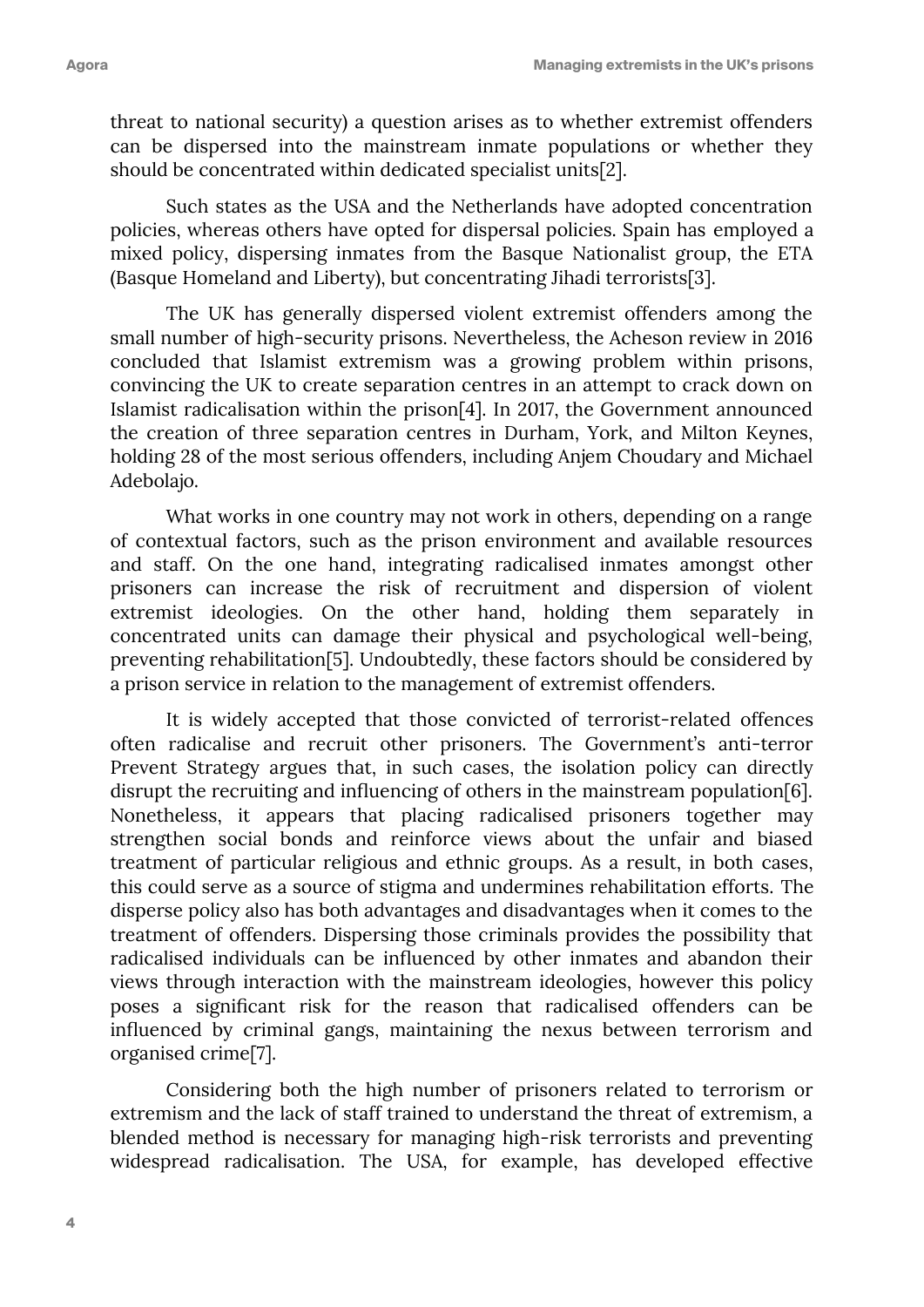threat to national security) a question arises as to whether extremist offenders can be dispersed into the mainstream inmate populations or whether they should be concentrated within dedicated specialist units[2].

Such states as the USA and the Netherlands have adopted concentration policies, whereas others have opted for dispersal policies. Spain has employed a mixed policy, dispersing inmates from the Basque Nationalist group, the ETA (Basque Homeland and Liberty), but concentrating Jihadi terrorists[3].

The UK has generally dispersed violent extremist offenders among the small number of high-security prisons. Nevertheless, the Acheson review in 2016 concluded that Islamist extremism was a growing problem within prisons, convincing the UK to create separation centres in an attempt to crack down on Islamist radicalisation within the prison[4]. In 2017, the Government announced the creation of three separation centres in Durham, York, and Milton Keynes, holding 28 of the most serious offenders, including Anjem Choudary and Michael Adebolajo.

What works in one country may not work in others, depending on a range of contextual factors, such as the prison environment and available resources and staff. On the one hand, integrating radicalised inmates amongst other prisoners can increase the risk of recruitment and dispersion of violent extremist ideologies. On the other hand, holding them separately in concentrated units can damage their physical and psychological well-being, preventing rehabilitation[5]. Undoubtedly, these factors should be considered by a prison service in relation to the management of extremist offenders.

It is widely accepted that those convicted of terrorist-related offences often radicalise and recruit other prisoners. The Government's anti-terror Prevent Strategy argues that, in such cases, the isolation policy can directly disrupt the recruiting and influencing of others in the mainstream population[6]. Nonetheless, it appears that placing radicalised prisoners together may strengthen social bonds and reinforce views about the unfair and biased treatment of particular religious and ethnic groups. As a result, in both cases, this could serve as a source of stigma and undermines rehabilitation efforts. The disperse policy also has both advantages and disadvantages when it comes to the treatment of offenders. Dispersing those criminals provides the possibility that radicalised individuals can be influenced by other inmates and abandon their views through interaction with the mainstream ideologies, however this policy poses a significant risk for the reason that radicalised offenders can be influenced by criminal gangs, maintaining the nexus between terrorism and organised crime[7].

Considering both the high number of prisoners related to terrorism or extremism and the lack of staff trained to understand the threat of extremism, a blended method is necessary for managing high-risk terrorists and preventing widespread radicalisation. The USA, for example, has developed effective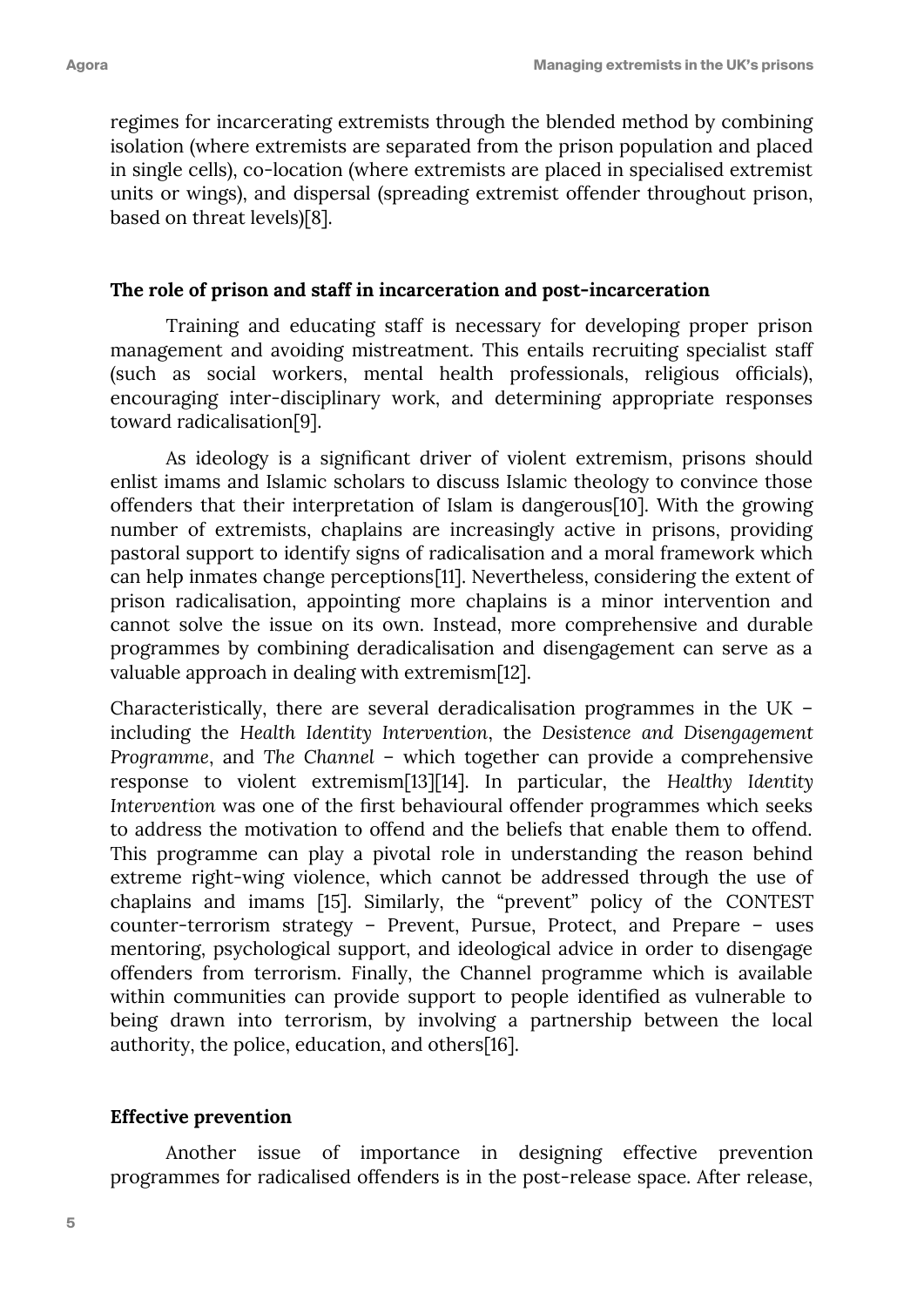regimes for incarcerating extremists through the blended method by combining isolation (where extremists are separated from the prison population and placed in single cells), co-location (where extremists are placed in specialised extremist units or wings), and dispersal (spreading extremist offender throughout prison, based on threat levels)[8].

**The role of prison and staff in incarceration and post-incarceration**

Training and educating staff is necessary for developing proper prison management and avoiding mistreatment. This entails recruiting specialist staff (such as social workers, mental health professionals, religious officials), encouraging inter-disciplinary work, and determining appropriate responses toward radicalisation[9].

As ideology is a significant driver of violent extremism, prisons should enlist imams and Islamic scholars to discuss Islamic theology to convince those offenders that their interpretation of Islam is dangerous[10]. With the growing number of extremists, chaplains are increasingly active in prisons, providing pastoral support to identify signs of radicalisation and a moral framework which can help inmates change perceptions[11]. Nevertheless, considering the extent of prison radicalisation, appointing more chaplains is a minor intervention and cannot solve the issue on its own. Instead, more comprehensive and durable programmes by combining deradicalisation and disengagement can serve as a valuable approach in dealing with extremism[12].

Characteristically, there are several deradicalisation programmes in the UK – including the *Health Identity Intervention*, the *Desistence and Disengagement Programme*, and *The Channel* – which together can provide a comprehensive response to violent extremism[13][14]. In particular, the *Healthy Identity Intervention* was one of the first behavioural offender programmes which seeks to address the motivation to offend and the beliefs that enable them to offend. This programme can play a pivotal role in understanding the reason behind extreme right-wing violence, which cannot be addressed through the use of chaplains and imams [15]. Similarly, the "prevent" policy of the CONTEST counter-terrorism strategy – Prevent, Pursue, Protect, and Prepare – uses mentoring, psychological support, and ideological advice in order to disengage offenders from terrorism. Finally, the Channel programme which is available within communities can provide support to people identified as vulnerable to being drawn into terrorism, by involving a partnership between the local authority, the police, education, and others[16].

**Effective prevention**

Another issue of importance in designing effective prevention programmes for radicalised offenders is in the post-release space. After release,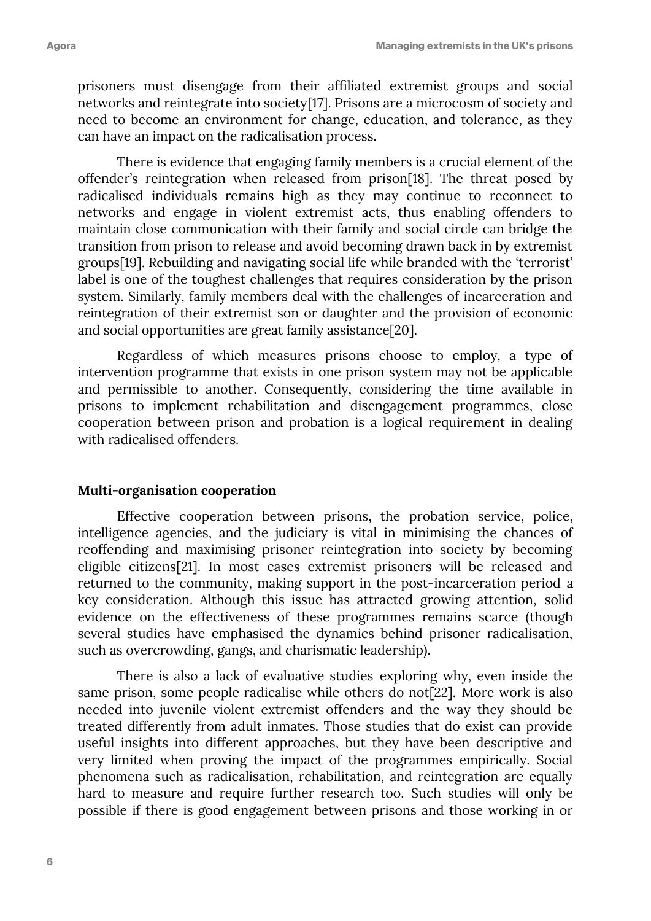prisoners must disengage from their affiliated extremist groups and social networks and reintegrate into society[17]. Prisons are a microcosm of society and need to become an environment for change, education, and tolerance, as they can have an impact on the radicalisation process.

There is evidence that engaging family members is a crucial element of the offender's reintegration when released from prison[18]. The threat posed by radicalised individuals remains high as they may continue to reconnect to networks and engage in violent extremist acts, thus enabling offenders to maintain close communication with their family and social circle can bridge the transition from prison to release and avoid becoming drawn back in by extremist groups[19]. Rebuilding and navigating social life while branded with the 'terrorist' label is one of the toughest challenges that requires consideration by the prison system. Similarly, family members deal with the challenges of incarceration and reintegration of their extremist son or daughter and the provision of economic and social opportunities are great family assistance[20].

Regardless of which measures prisons choose to employ, a type of intervention programme that exists in one prison system may not be applicable and permissible to another. Consequently, considering the time available in prisons to implement rehabilitation and disengagement programmes, close cooperation between prison and probation is a logical requirement in dealing with radicalised offenders.

**Multi-organisation cooperation**

Effective cooperation between prisons, the probation service, police, intelligence agencies, and the judiciary is vital in minimising the chances of reoffending and maximising prisoner reintegration into society by becoming eligible citizens[21]. In most cases extremist prisoners will be released and returned to the community, making support in the post-incarceration period a key consideration. Although this issue has attracted growing attention, solid evidence on the effectiveness of these programmes remains scarce (though several studies have emphasised the dynamics behind prisoner radicalisation, such as overcrowding, gangs, and charismatic leadership).

There is also a lack of evaluative studies exploring why, even inside the same prison, some people radicalise while others do not[22]. More work is also needed into juvenile violent extremist offenders and the way they should be treated differently from adult inmates. Those studies that do exist can provide useful insights into different approaches, but they have been descriptive and very limited when proving the impact of the programmes empirically. Social phenomena such as radicalisation, rehabilitation, and reintegration are equally hard to measure and require further research too. Such studies will only be possible if there is good engagement between prisons and those working in or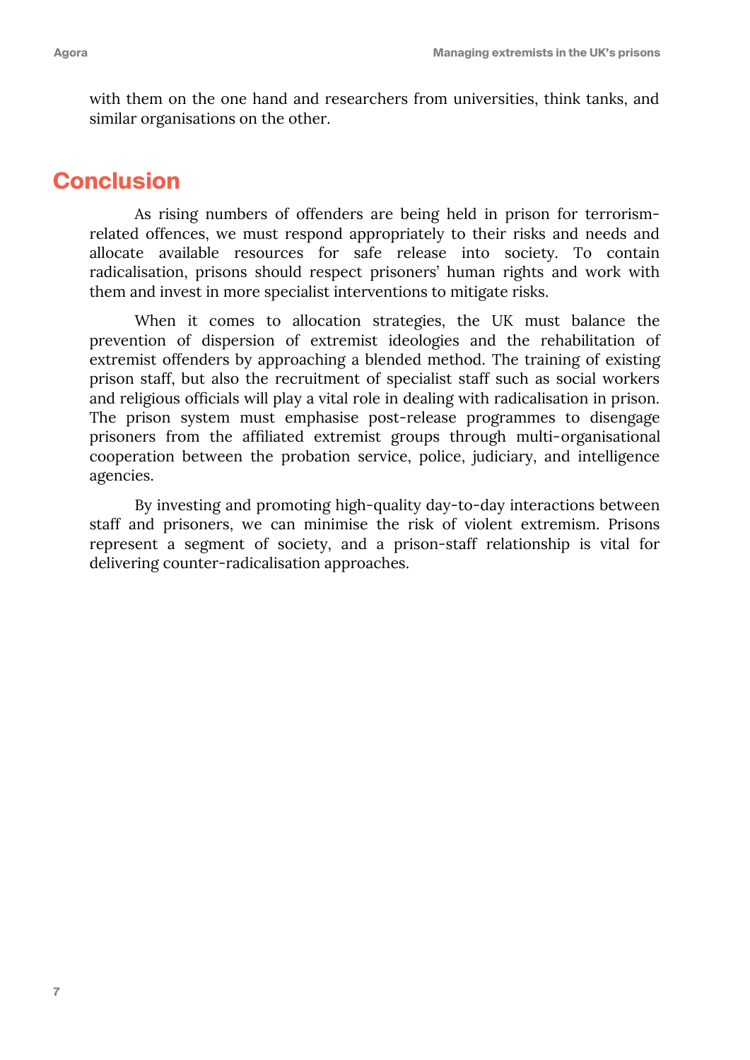with them on the one hand and researchers from universities, think tanks, and similar organisations on the other.

## Conclusion

As rising numbers of offenders are being held in prison for terrorism-related offences, we must respond appropriately to their risks and needs and allocate available resources for safe release into society. To contain radicalisation, prisons should respect prisoners' human rights and work with them and invest in more specialist interventions to mitigate risks.

When it comes to allocation strategies, the UK must balance the prevention of dispersion of extremist ideologies and the rehabilitation of extremist offenders by approaching a blended method. The training of existing prison staff, but also the recruitment of specialist staff such as social workers and religious officials will play a vital role in dealing with radicalisation in prison. The prison system must emphasise post-release programmes to disengage prisoners from the affiliated extremist groups through multi-organisational cooperation between the probation service, police, judiciary, and intelligence agencies.

By investing and promoting high-quality day-to-day interactions between staff and prisoners, we can minimise the risk of violent extremism. Prisons represent a segment of society, and a prison-staff relationship is vital for delivering counter-radicalisation approaches.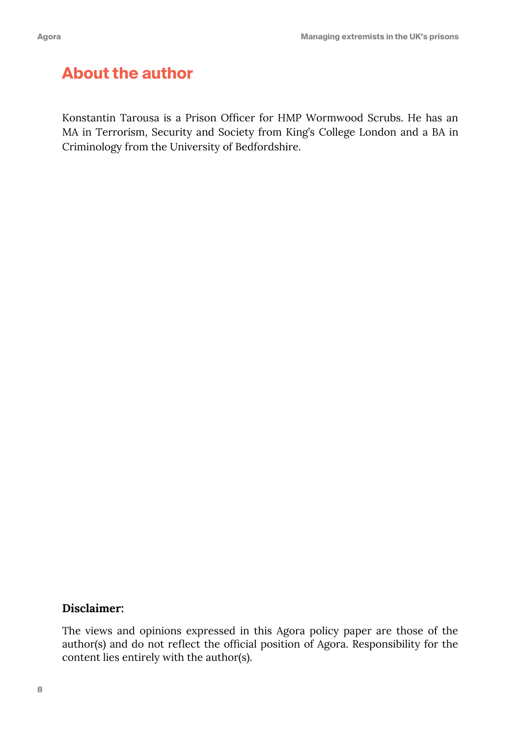## About the author

Konstantin Tarousa is a Prison Officer for HMP Wormwood Scrubs. He has an MA in Terrorism, Security and Society from King's College London and a BA in Criminology from the University of Bedfordshire.

**Disclaimer:**

The views and opinions expressed in this Agora policy paper are those of the author(s) and do not reflect the official position of Agora. Responsibility for the content lies entirely with the author(s).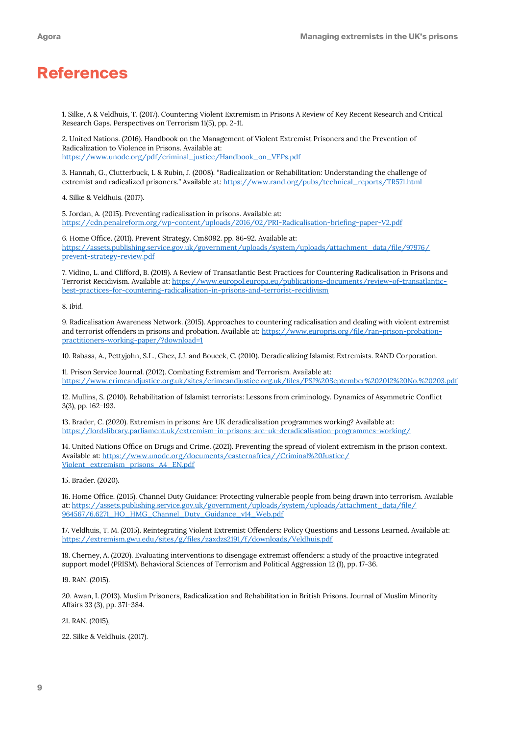# References

1. Silke, A & Veldhuis, T. (2017). Countering Violent Extremism in Prisons A Review of Key Recent Research and Critical Research Gaps. Perspectives on Terrorism 11(5), pp. 2-11.

2. United Nations. (2016). Handbook on the Management of Violent Extremist Prisoners and the Prevention of Radicalization to Violence in Prisons. Available at: https://www.unodc.org/pdf/criminal_justice/Handbook_on_VEPs.pdf

3. Hannah, G., Clutterbuck, L & Rubin, J. (2008). "Radicalization or Rehabilitation: Understanding the challenge of extremist and radicalized prisoners." Available at: https://www.rand.org/pubs/technical_reports/TR571.html

4. Silke & Veldhuis. (2017).

5. Jordan, A. (2015). Preventing radicalisation in prisons. Available at: https://cdn.penalreform.org/wp-content/uploads/2016/02/PRI-Radicalisation-briefing-paper-V2.pdf

6. Home Office. (2011). Prevent Strategy. Cm8092. pp. 86-92. Available at: https://assets.publishing.service.gov.uk/government/uploads/system/uploads/attachment_data/file/97976/prevent-strategy-review.pdf

7. Vidino, L. and Clifford, B. (2019). A Review of Transatlantic Best Practices for Countering Radicalisation in Prisons and Terrorist Recidivism. Available at: https://www.europol.europa.eu/publications-documents/review-of-transatlantic-best-practices-for-countering-radicalisation-in-prisons-and-terrorist-recidivism

8. *Ibid.*

9. Radicalisation Awareness Network. (2015). Approaches to countering radicalisation and dealing with violent extremist and terrorist offenders in prisons and probation. Available at: https://www.europris.org/file/ran-prison-probation-practitioners-working-paper/?download=1

10. Rabasa, A., Pettyjohn, S.L., Ghez, J.J. and Boucek, C. (2010). Deradicalizing Islamist Extremists. RAND Corporation.

11. Prison Service Journal. (2012). Combating Extremism and Terrorism. Available at: https://www.crimeandjustice.org.uk/sites/crimeandjustice.org.uk/files/PSJ%20September%202012%20No.%20203.pdf

12. Mullins, S. (2010). Rehabilitation of Islamist terrorists: Lessons from criminology. Dynamics of Asymmetric Conflict 3(3), pp. 162-193.

13. Brader, C. (2020). Extremism in prisons: Are UK deradicalisation programmes working? Available at: https://lordslibrary.parliament.uk/extremism-in-prisons-are-uk-deradicalisation-programmes-working/

14. United Nations Office on Drugs and Crime. (2021). Preventing the spread of violent extremism in the prison context. Available at: https://www.unodc.org/documents/easternafrica//Criminal%20Justice/Violent_extremism_prisons_A4_EN.pdf

15. Brader. (2020).

16. Home Office. (2015). Channel Duty Guidance: Protecting vulnerable people from being drawn into terrorism. Available at: https://assets.publishing.service.gov.uk/government/uploads/system/uploads/attachment_data/file/964567/6.6271_HO_HMG_Channel_Duty_Guidance_v14_Web.pdf

17. Veldhuis, T. M. (2015). Reintegrating Violent Extremist Offenders: Policy Questions and Lessons Learned. Available at: https://extremism.gwu.edu/sites/g/files/zaxdzs2191/f/downloads/Veldhuis.pdf

18. Cherney, A. (2020). Evaluating interventions to disengage extremist offenders: a study of the proactive integrated support model (PRISM). Behavioral Sciences of Terrorism and Political Aggression 12 (1), pp. 17-36.

19. RAN. (2015).

20. Awan, I. (2013). Muslim Prisoners, Radicalization and Rehabilitation in British Prisons. Journal of Muslim Minority Affairs 33 (3), pp. 371-384.

21. RAN. (2015),

22. Silke & Veldhuis. (2017).